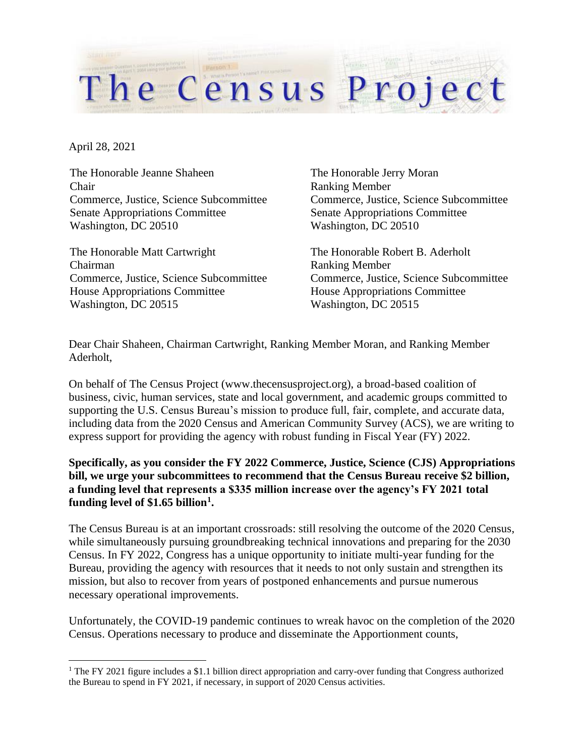# The Census Project

April 28, 2021

The Honorable Jeanne Shaheen
Chair
Commerce, Justice, Science Subcommittee
Senate Appropriations Committee
Washington, DC 20510

The Honorable Jerry Moran
Ranking Member
Commerce, Justice, Science Subcommittee
Senate Appropriations Committee
Washington, DC 20510

The Honorable Matt Cartwright
Chairman
Commerce, Justice, Science Subcommittee
House Appropriations Committee
Washington, DC 20515

The Honorable Robert B. Aderholt
Ranking Member
Commerce, Justice, Science Subcommittee
House Appropriations Committee
Washington, DC 20515

Dear Chair Shaheen, Chairman Cartwright, Ranking Member Moran, and Ranking Member Aderholt,

On behalf of The Census Project (www.thecensusproject.org), a broad-based coalition of business, civic, human services, state and local government, and academic groups committed to supporting the U.S. Census Bureau's mission to produce full, fair, complete, and accurate data, including data from the 2020 Census and American Community Survey (ACS), we are writing to express support for providing the agency with robust funding in Fiscal Year (FY) 2022.

**Specifically, as you consider the FY 2022 Commerce, Justice, Science (CJS) Appropriations bill, we urge your subcommittees to recommend that the Census Bureau receive \$2 billion, a funding level that represents a \$335 million increase over the agency's FY 2021 total funding level of \$1.65 billion[1].**

The Census Bureau is at an important crossroads: still resolving the outcome of the 2020 Census, while simultaneously pursuing groundbreaking technical innovations and preparing for the 2030 Census. In FY 2022, Congress has a unique opportunity to initiate multi-year funding for the Bureau, providing the agency with resources that it needs to not only sustain and strengthen its mission, but also to recover from years of postponed enhancements and pursue numerous necessary operational improvements.

Unfortunately, the COVID-19 pandemic continues to wreak havoc on the completion of the 2020 Census. Operations necessary to produce and disseminate the Apportionment counts,

[1] The FY 2021 figure includes a \$1.1 billion direct appropriation and carry-over funding that Congress authorized the Bureau to spend in FY 2021, if necessary, in support of 2020 Census activities.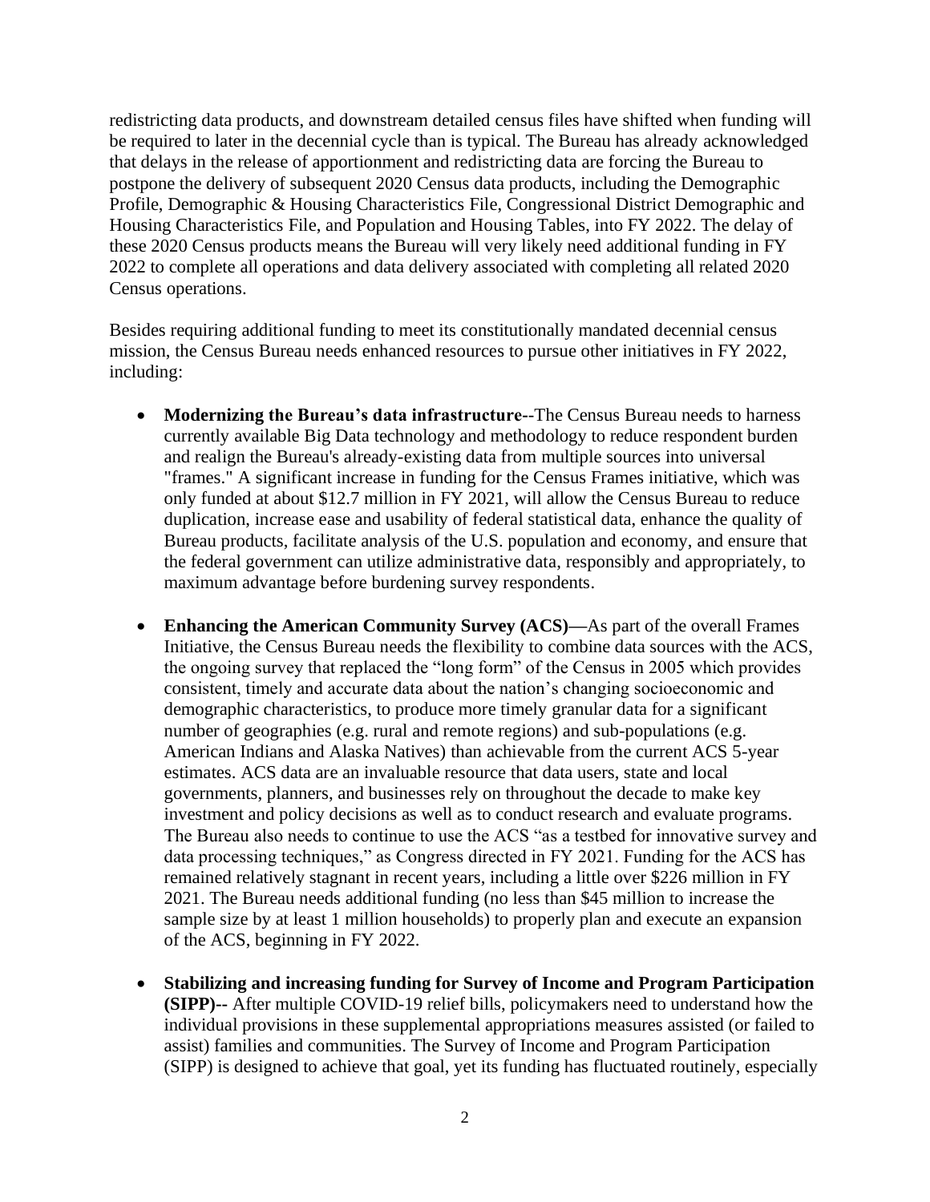redistricting data products, and downstream detailed census files have shifted when funding will be required to later in the decennial cycle than is typical. The Bureau has already acknowledged that delays in the release of apportionment and redistricting data are forcing the Bureau to postpone the delivery of subsequent 2020 Census data products, including the Demographic Profile, Demographic & Housing Characteristics File, Congressional District Demographic and Housing Characteristics File, and Population and Housing Tables, into FY 2022. The delay of these 2020 Census products means the Bureau will very likely need additional funding in FY 2022 to complete all operations and data delivery associated with completing all related 2020 Census operations.

Besides requiring additional funding to meet its constitutionally mandated decennial census mission, the Census Bureau needs enhanced resources to pursue other initiatives in FY 2022, including:

- **Modernizing the Bureau's data infrastructure**--The Census Bureau needs to harness currently available Big Data technology and methodology to reduce respondent burden and realign the Bureau's already-existing data from multiple sources into universal "frames." A significant increase in funding for the Census Frames initiative, which was only funded at about $12.7 million in FY 2021, will allow the Census Bureau to reduce duplication, increase ease and usability of federal statistical data, enhance the quality of Bureau products, facilitate analysis of the U.S. population and economy, and ensure that the federal government can utilize administrative data, responsibly and appropriately, to maximum advantage before burdening survey respondents.

- **Enhancing the American Community Survey (ACS)—**As part of the overall Frames Initiative, the Census Bureau needs the flexibility to combine data sources with the ACS, the ongoing survey that replaced the "long form" of the Census in 2005 which provides consistent, timely and accurate data about the nation's changing socioeconomic and demographic characteristics, to produce more timely granular data for a significant number of geographies (e.g. rural and remote regions) and sub-populations (e.g. American Indians and Alaska Natives) than achievable from the current ACS 5-year estimates. ACS data are an invaluable resource that data users, state and local governments, planners, and businesses rely on throughout the decade to make key investment and policy decisions as well as to conduct research and evaluate programs. The Bureau also needs to continue to use the ACS "as a testbed for innovative survey and data processing techniques," as Congress directed in FY 2021. Funding for the ACS has remained relatively stagnant in recent years, including a little over $226 million in FY 2021. The Bureau needs additional funding (no less than $45 million to increase the sample size by at least 1 million households) to properly plan and execute an expansion of the ACS, beginning in FY 2022.

- **Stabilizing and increasing funding for Survey of Income and Program Participation (SIPP)--** After multiple COVID-19 relief bills, policymakers need to understand how the individual provisions in these supplemental appropriations measures assisted (or failed to assist) families and communities. The Survey of Income and Program Participation (SIPP) is designed to achieve that goal, yet its funding has fluctuated routinely, especially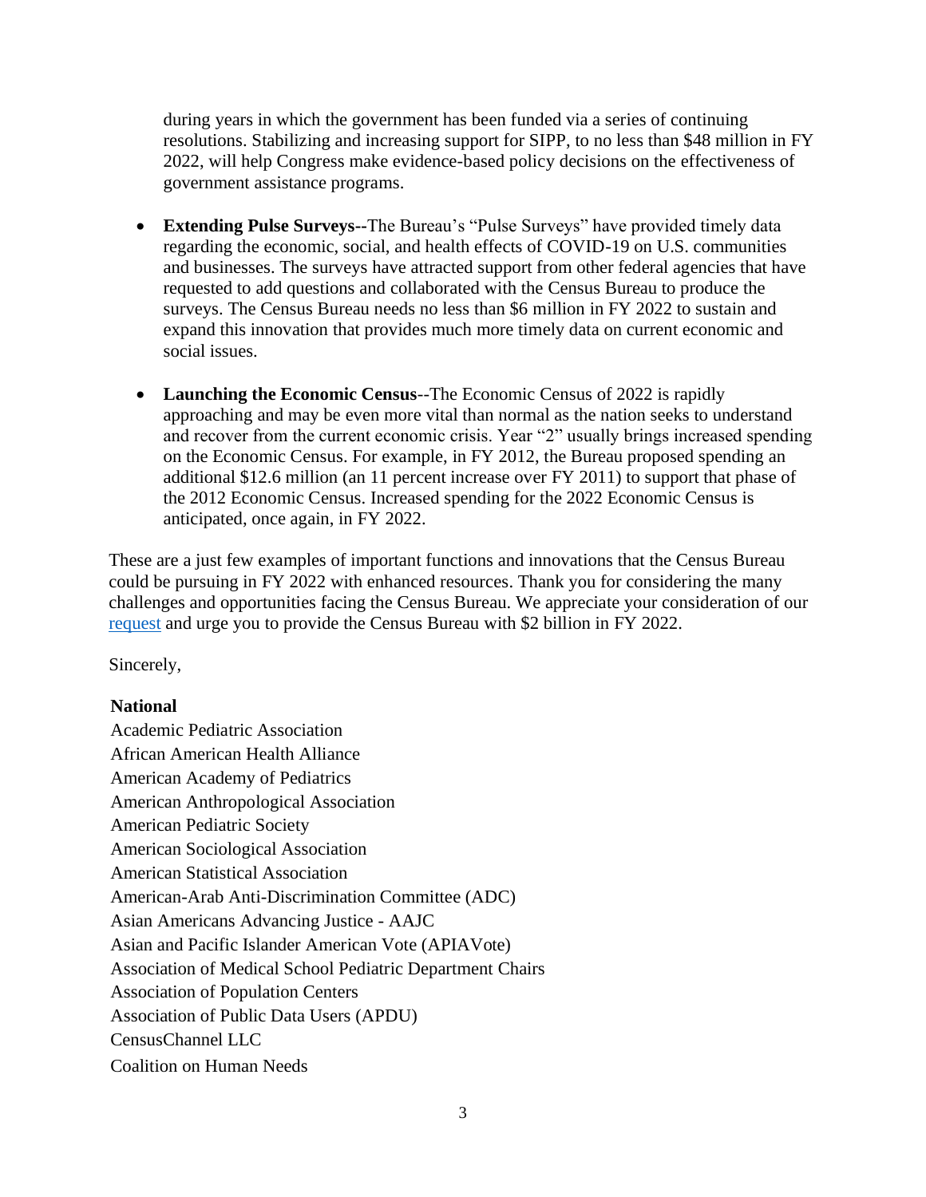during years in which the government has been funded via a series of continuing resolutions. Stabilizing and increasing support for SIPP, to no less than $48 million in FY 2022, will help Congress make evidence-based policy decisions on the effectiveness of government assistance programs.

- **Extending Pulse Surveys--**The Bureau's "Pulse Surveys" have provided timely data regarding the economic, social, and health effects of COVID-19 on U.S. communities and businesses. The surveys have attracted support from other federal agencies that have requested to add questions and collaborated with the Census Bureau to produce the surveys. The Census Bureau needs no less than $6 million in FY 2022 to sustain and expand this innovation that provides much more timely data on current economic and social issues.

- **Launching the Economic Census**--The Economic Census of 2022 is rapidly approaching and may be even more vital than normal as the nation seeks to understand and recover from the current economic crisis. Year "2" usually brings increased spending on the Economic Census. For example, in FY 2012, the Bureau proposed spending an additional $12.6 million (an 11 percent increase over FY 2011) to support that phase of the 2012 Economic Census. Increased spending for the 2022 Economic Census is anticipated, once again, in FY 2022.

These are a just few examples of important functions and innovations that the Census Bureau could be pursuing in FY 2022 with enhanced resources. Thank you for considering the many challenges and opportunities facing the Census Bureau. We appreciate your consideration of our request and urge you to provide the Census Bureau with $2 billion in FY 2022.

Sincerely,

**National**

Academic Pediatric Association
African American Health Alliance
American Academy of Pediatrics
American Anthropological Association
American Pediatric Society
American Sociological Association
American Statistical Association
American-Arab Anti-Discrimination Committee (ADC)
Asian Americans Advancing Justice - AAJC
Asian and Pacific Islander American Vote (APIAVote)
Association of Medical School Pediatric Department Chairs
Association of Population Centers
Association of Public Data Users (APDU)
CensusChannel LLC
Coalition on Human Needs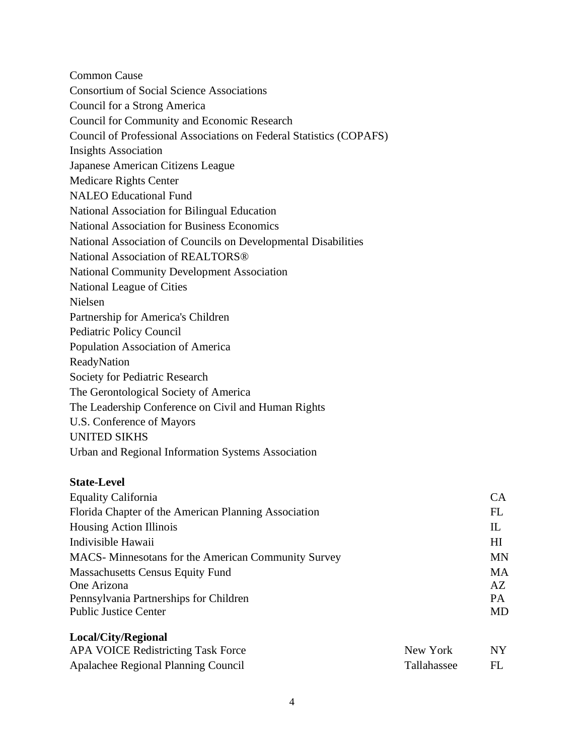Common Cause
Consortium of Social Science Associations
Council for a Strong America
Council for Community and Economic Research
Council of Professional Associations on Federal Statistics (COPAFS)
Insights Association
Japanese American Citizens League
Medicare Rights Center
NALEO Educational Fund
National Association for Bilingual Education
National Association for Business Economics
National Association of Councils on Developmental Disabilities
National Association of REALTORS®
National Community Development Association
National League of Cities
Nielsen
Partnership for America's Children
Pediatric Policy Council
Population Association of America
ReadyNation
Society for Pediatric Research
The Gerontological Society of America
The Leadership Conference on Civil and Human Rights
U.S. Conference of Mayors
UNITED SIKHS
Urban and Regional Information Systems Association

**State-Level**

| | |
|---|---|
| Equality California | CA |
| Florida Chapter of the American Planning Association | FL |
| Housing Action Illinois | IL |
| Indivisible Hawaii | HI |
| MACS- Minnesotans for the American Community Survey | MN |
| Massachusetts Census Equity Fund | MA |
| One Arizona | AZ |
| Pennsylvania Partnerships for Children | PA |
| Public Justice Center | MD |

**Local/City/Regional**

| | | |
|---|---|---|
| APA VOICE Redistricting Task Force | New York | NY |
| Apalachee Regional Planning Council | Tallahassee | FL |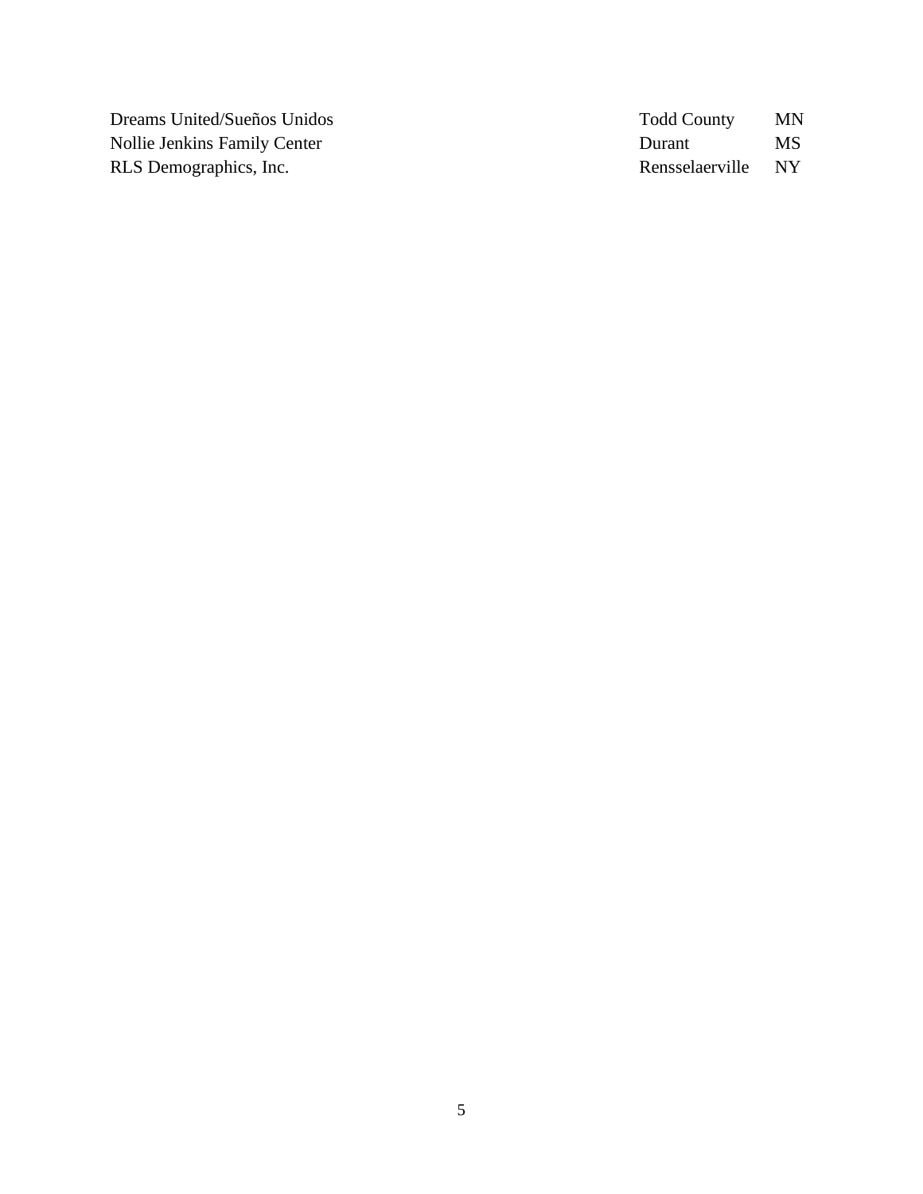| | | |
|---|---|---|
| Dreams United/Sueños Unidos | Todd County | MN |
| Nollie Jenkins Family Center | Durant | MS |
| RLS Demographics, Inc. | Rensselaerville | NY |